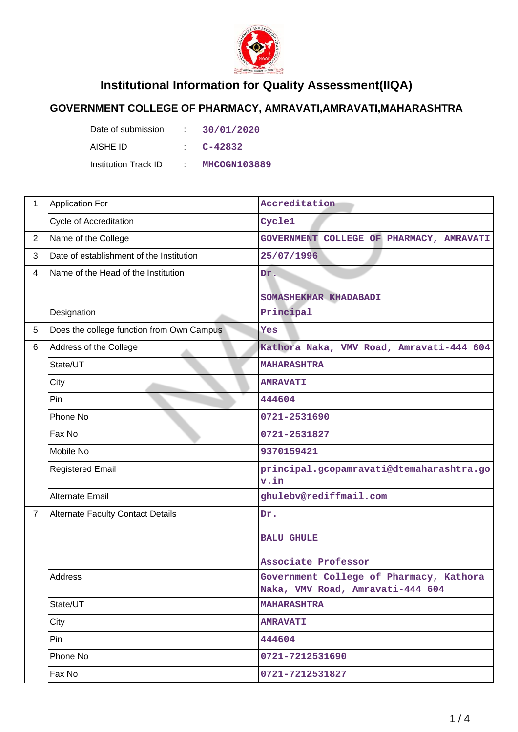# Institutional Information for Quality Assessment(IIQA)

## GOVERNMENT COLLEGE OF PHARMACY, AMRAVATI,AMRAVATI,MAHARASHTRA

Date of submission : 30/01/2020

AISHE ID : C-42832

Institution Track ID : MHCOGN103889

| | | |
|---|---|---|
| 1 | Application For | Accreditation |
| | Cycle of Accreditation | Cycle1 |
| 2 | Name of the College | GOVERNMENT COLLEGE OF PHARMACY, AMRAVATI |
| 3 | Date of establishment of the Institution | 25/07/1996 |
| 4 | Name of the Head of the Institution | Dr. SOMASHEKHAR KHADABADI |
| | Designation | Principal |
| 5 | Does the college function from Own Campus | Yes |
| 6 | Address of the College | Kathora Naka, VMV Road, Amravati-444 604 |
| | State/UT | MAHARASHTRA |
| | City | AMRAVATI |
| | Pin | 444604 |
| | Phone No | 0721-2531690 |
| | Fax No | 0721-2531827 |
| | Mobile No | 9370159421 |
| | Registered Email | principal.gcopamravati@dtemaharashtra.gov.in |
| | Alternate Email | ghulebv@rediffmail.com |
| 7 | Alternate Faculty Contact Details | Dr. BALU GHULE Associate Professor |
| | Address | Government College of Pharmacy, Kathora Naka, VMV Road, Amravati-444 604 |
| | State/UT | MAHARASHTRA |
| | City | AMRAVATI |
| | Pin | 444604 |
| | Phone No | 0721-7212531690 |
| | Fax No | 0721-7212531827 |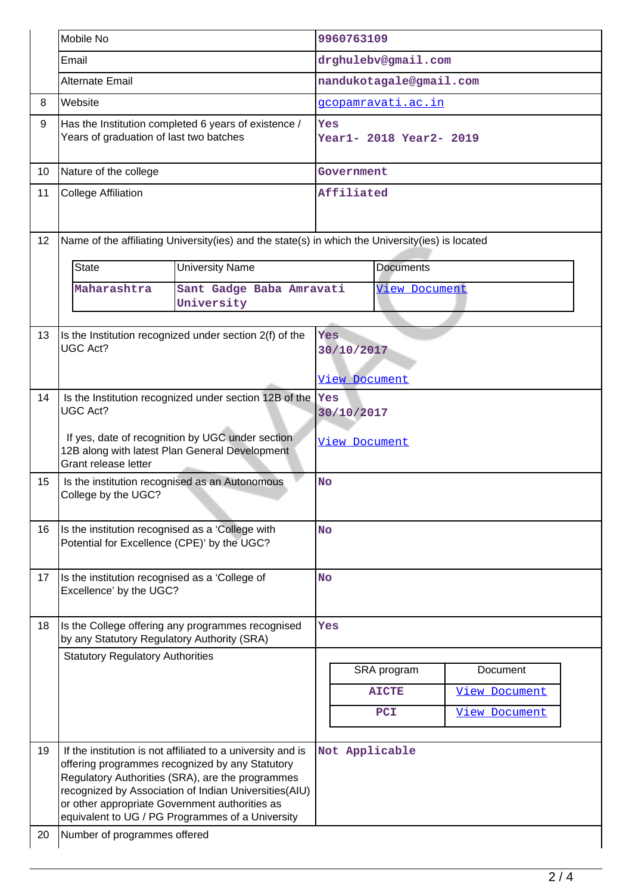| | | |
|---|---|---|
| | Mobile No | 9960763109 |
| | Email | drghulebv@gmail.com |
| | Alternate Email | nandukotagale@gmail.com |
| 8 | Website | gcopamravati.ac.in |
| 9 | Has the Institution completed 6 years of existence / Years of graduation of last two batches | Yes<br>Year1- 2018 Year2- 2019 |
| 10 | Nature of the college | Government |
| 11 | College Affiliation | Affiliated |

12 Name of the affiliating University(ies) and the state(s) in which the University(ies) is located

| State | University Name | Documents |
|---|---|---|
| Maharashtra | Sant Gadge Baba Amravati University | View Document |

| | | |
|---|---|---|
| 13 | Is the Institution recognized under section 2(f) of the UGC Act? | Yes<br>30/10/2017<br>View Document |
| 14 | Is the Institution recognized under section 12B of the UGC Act?<br>If yes, date of recognition by UGC under section 12B along with latest Plan General Development Grant release letter | Yes<br>30/10/2017<br>View Document |
| 15 | Is the institution recognised as an Autonomous College by the UGC? | No |
| 16 | Is the institution recognised as a 'College with Potential for Excellence (CPE)' by the UGC? | No |
| 17 | Is the institution recognised as a 'College of Excellence' by the UGC? | No |
| 18 | Is the College offering any programmes recognised by any Statutory Regulatory Authority (SRA) | Yes |
| | Statutory Regulatory Authorities | |

| SRA program | Document |
|---|---|
| AICTE | View Document |
| PCI | View Document |

| | | |
|---|---|---|
| 19 | If the institution is not affiliated to a university and is offering programmes recognized by any Statutory Regulatory Authorities (SRA), are the programmes recognized by Association of Indian Universities(AIU) or other appropriate Government authorities as equivalent to UG / PG Programmes of a University | Not Applicable |
| 20 | Number of programmes offered | |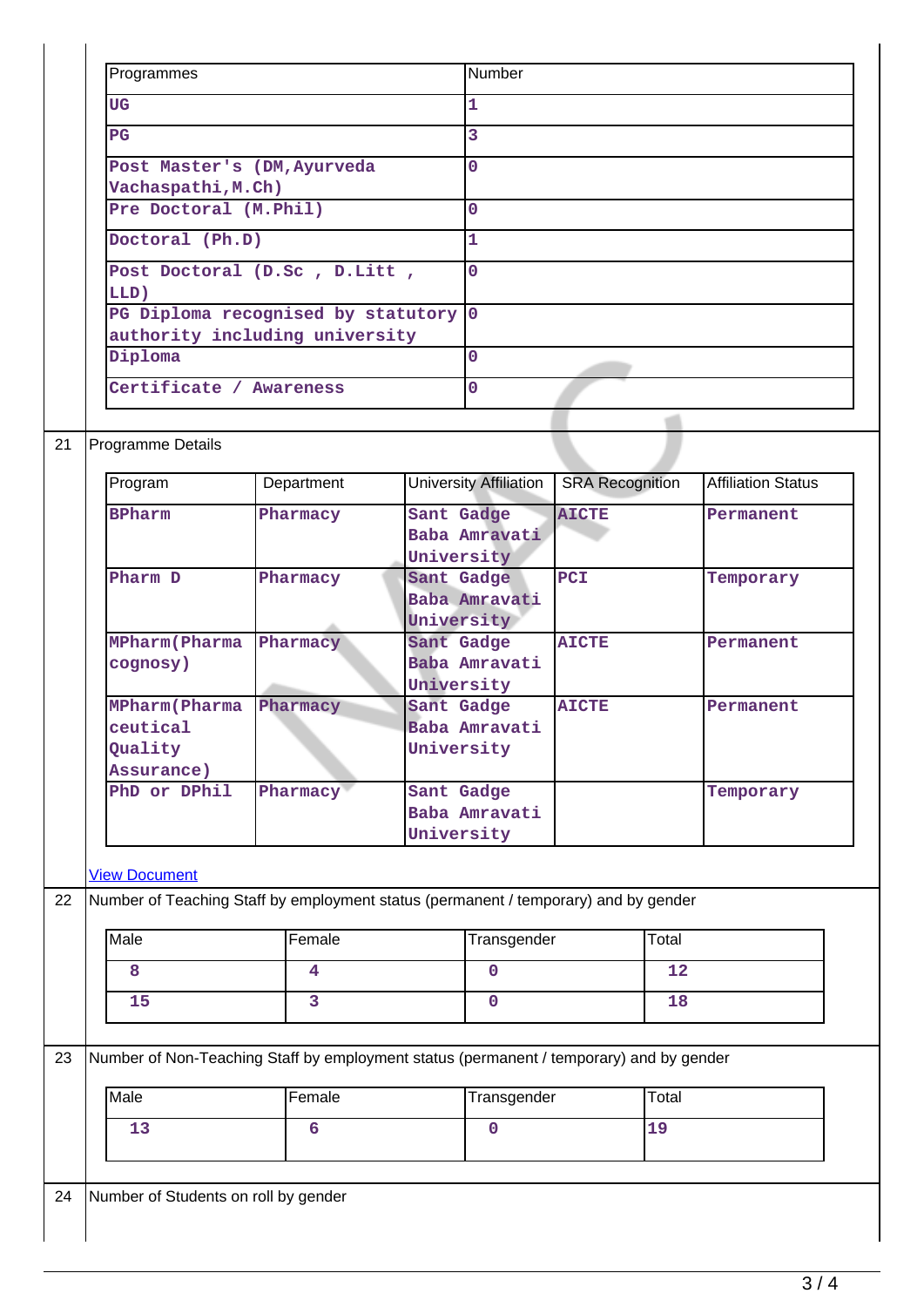| Programmes | Number |
|---|---|
| UG | 1 |
| PG | 3 |
| Post Master's (DM,Ayurveda Vachaspathi,M.Ch) | 0 |
| Pre Doctoral (M.Phil) | 0 |
| Doctoral (Ph.D) | 1 |
| Post Doctoral (D.Sc , D.Litt , LLD) | 0 |
| PG Diploma recognised by statutory authority including university | 0 |
| Diploma | 0 |
| Certificate / Awareness | 0 |

**21 Programme Details**

| Program | Department | University Affiliation | SRA Recognition | Affiliation Status |
|---|---|---|---|---|
| BPharm | Pharmacy | Sant Gadge Baba Amravati University | AICTE | Permanent |
| Pharm D | Pharmacy | Sant Gadge Baba Amravati University | PCI | Temporary |
| MPharm(Pharmacognosy) | Pharmacy | Sant Gadge Baba Amravati University | AICTE | Permanent |
| MPharm(Pharmaceutical Quality Assurance) | Pharmacy | Sant Gadge Baba Amravati University | AICTE | Permanent |
| PhD or DPhil | Pharmacy | Sant Gadge Baba Amravati University | | Temporary |

View Document

**22 Number of Teaching Staff by employment status (permanent / temporary) and by gender**

| Male | Female | Transgender | Total |
|---|---|---|---|
| 8 | 4 | 0 | 12 |
| 15 | 3 | 0 | 18 |

**23 Number of Non-Teaching Staff by employment status (permanent / temporary) and by gender**

| Male | Female | Transgender | Total |
|---|---|---|---|
| 13 | 6 | 0 | 19 |

**24 Number of Students on roll by gender**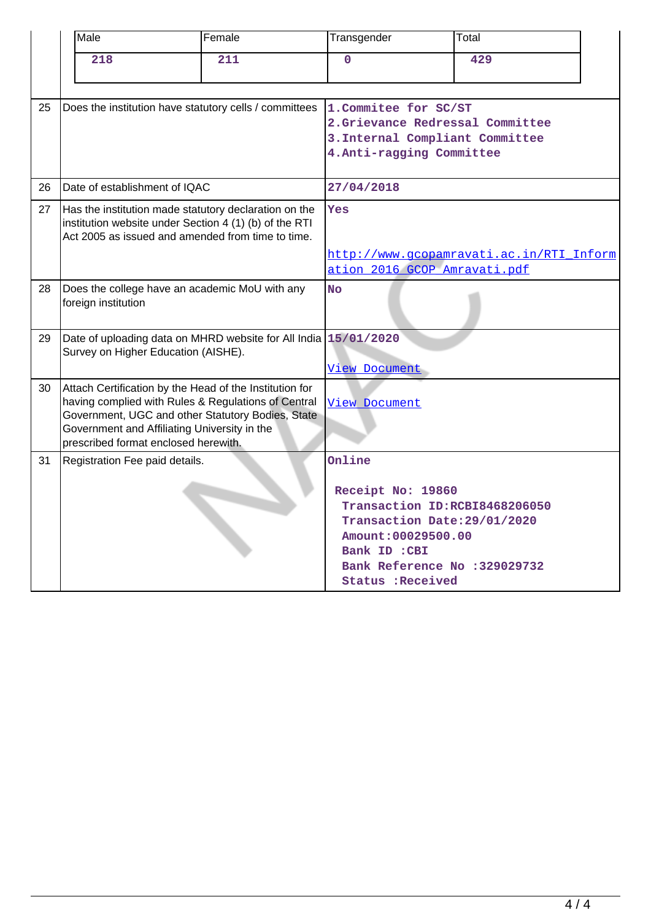| Male | Female | Transgender | Total |
|---|---|---|---|
| 218 | 211 | 0 | 429 |

| | | |
|---|---|---|
| 25 | Does the institution have statutory cells / committees | 1.Commitee for SC/ST<br>2.Grievance Redressal Committee<br>3.Internal Compliant Committee<br>4.Anti-ragging Committee |
| 26 | Date of establishment of IQAC | 27/04/2018 |
| 27 | Has the institution made statutory declaration on the institution website under Section 4 (1) (b) of the RTI Act 2005 as issued and amended from time to time. | Yes<br><br>http://www.gcopamravati.ac.in/RTI_Information_2016_GCOP_Amravati.pdf |
| 28 | Does the college have an academic MoU with any foreign institution | No |
| 29 | Date of uploading data on MHRD website for All India Survey on Higher Education (AISHE). | 15/01/2020<br><br>View Document |
| 30 | Attach Certification by the Head of the Institution for having complied with Rules & Regulations of Central Government, UGC and other Statutory Bodies, State Government and Affiliating University in the prescribed format enclosed herewith. | View Document |
| 31 | Registration Fee paid details. | Online<br><br>Receipt No: 19860<br>Transaction ID:RCBI8468206050<br>Transaction Date:29/01/2020<br>Amount:00029500.00<br>Bank ID :CBI<br>Bank Reference No :329029732<br>Status :Received |